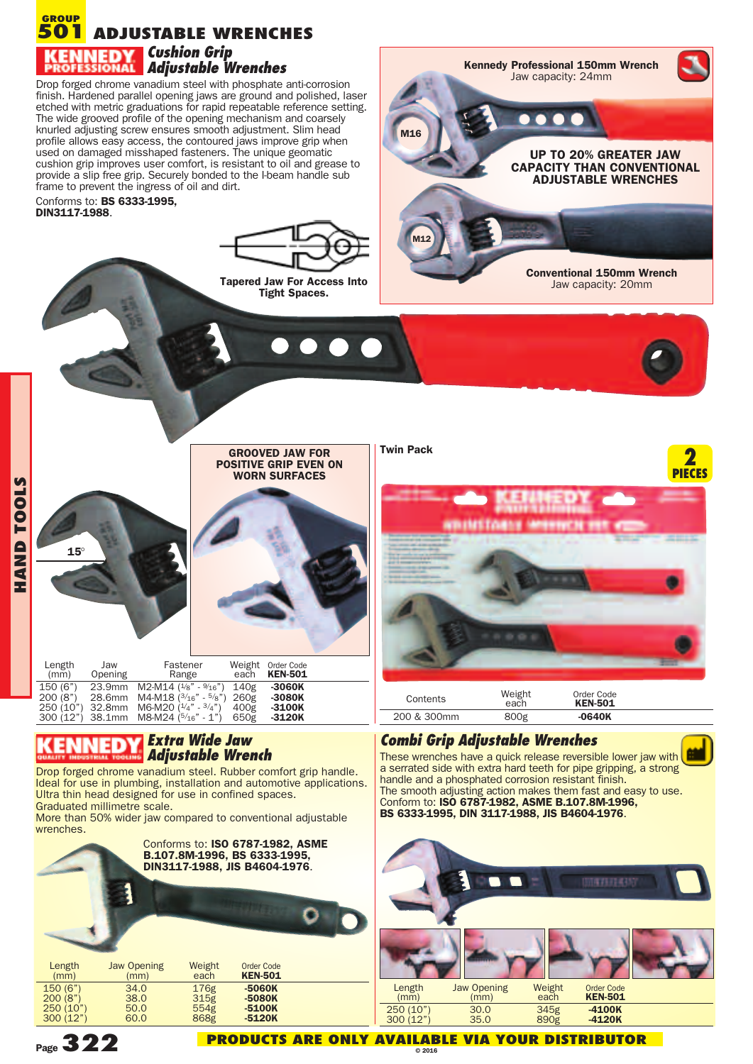# GROUP 501 ADJUSTABLE WRENCHES

## KENNEDY PROFESSIONAL Cushion Grip Adjustable Wrenches

Drop forged chrome vanadium steel with phosphate anti-corrosion finish. Hardened parallel opening jaws are ground and polished, laser etched with metric graduations for rapid repeatable reference setting. The wide grooved profile of the opening mechanism and coarsely knurled adjusting screw ensures smooth adjustment. Slim head profile allows easy access, the contoured jaws improve grip when used on damaged misshaped fasteners. The unique geomatic cushion grip improves user comfort, is resistant to oil and grease to provide a slip free grip. Securely bonded to the I-beam handle sub frame to prevent the ingress of oil and dirt.

Conforms to: **BS 6333-1995, DIN3117-1988**.

Tapered Jaw For Access Into Tight Spaces.

Kennedy Professional 150mm Wrench
Jaw capacity: 24mm

M16

UP TO 20% GREATER JAW CAPACITY THAN CONVENTIONAL ADJUSTABLE WRENCHES

M12

Conventional 150mm Wrench
Jaw capacity: 20mm

15°

GROOVED JAW FOR POSITIVE GRIP EVEN ON WORN SURFACES

| Length (mm) | Jaw Opening | Fastener Range | Weight each | Order Code KEN-501 |
|---|---|---|---|---|
| 150 (6") | 23.9mm | M2-M14 (1/8" - 9/16") | 140g | -3060K |
| 200 (8") | 28.6mm | M4-M18 (3/16" - 5/8") | 260g | -3080K |
| 250 (10") | 32.8mm | M6-M20 (1/4" - 3/4") | 400g | -3100K |
| 300 (12") | 38.1mm | M8-M24 (5/16" - 1") | 650g | -3120K |

### Twin Pack

2 PIECES

| Contents | Weight each | Order Code KEN-501 |
|---|---|---|
| 200 & 300mm | 800g | -0640K |

## KENNEDY Extra Wide Jaw Adjustable Wrench

Drop forged chrome vanadium steel. Rubber comfort grip handle. Ideal for use in plumbing, installation and automotive applications. Ultra thin head designed for use in confined spaces. Graduated millimetre scale.
More than 50% wider jaw compared to conventional adjustable wrenches.

Conforms to: **ISO 6787-1982, ASME B.107.8M-1996, BS 6333-1995, DIN3117-1988, JIS B4604-1976**.

| Length (mm) | Jaw Opening (mm) | Weight each | Order Code KEN-501 |
|---|---|---|---|
| 150 (6") | 34.0 | 176g | -5060K |
| 200 (8") | 38.0 | 315g | -5080K |
| 250 (10") | 50.0 | 554g | -5100K |
| 300 (12") | 60.0 | 868g | -5120K |

## Combi Grip Adjustable Wrenches

These wrenches have a quick release reversible lower jaw with a serrated side with extra hard teeth for pipe gripping, a strong handle and a phosphated corrosion resistant finish.
The smooth adjusting action makes them fast and easy to use.
Conform to: **ISO 6787-1982, ASME B.107.8M-1996, BS 6333-1995, DIN 3117-1988, JIS B4604-1976**.

| Length (mm) | Jaw Opening (mm) | Weight each | Order Code KEN-501 |
|---|---|---|---|
| 250 (10") | 30.0 | 345g | -4100K |
| 300 (12") | 35.0 | 890g | -4120K |

PRODUCTS ARE ONLY AVAILABLE VIA YOUR DISTRIBUTOR

© 2016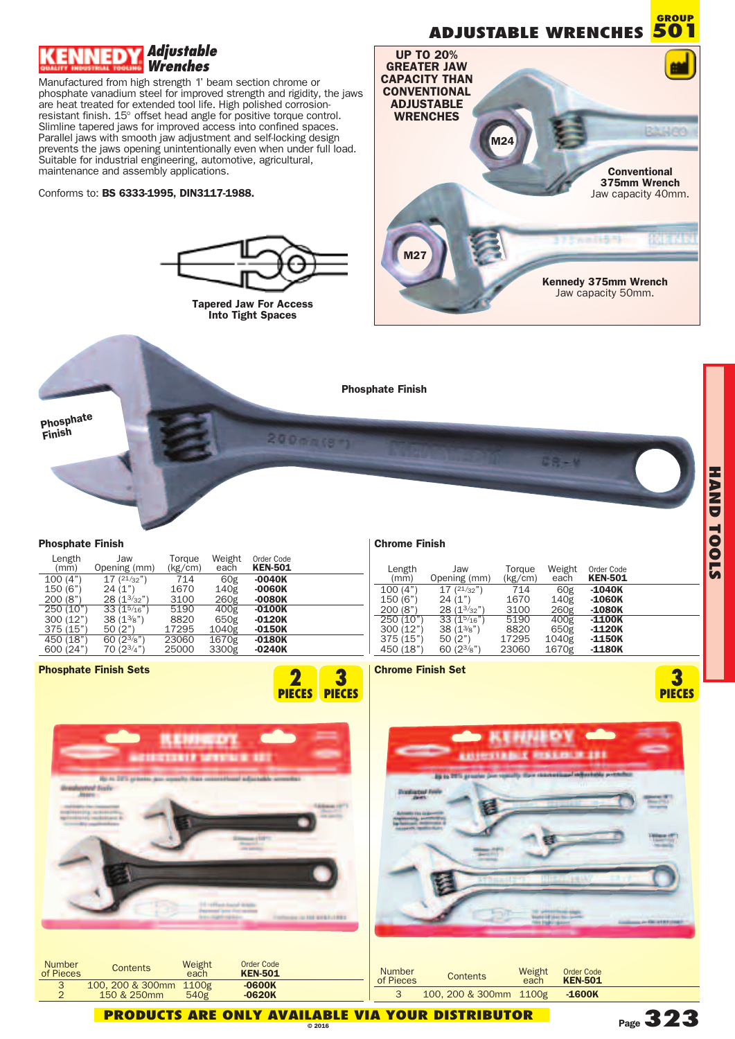# ADJUSTABLE WRENCHES

GROUP **501**

## KENNEDY *Adjustable Wrenches*

Manufactured from high strength 'I' beam section chrome or phosphate vanadium steel for improved strength and rigidity, the jaws are heat treated for extended tool life. High polished corrosion-resistant finish. 15° offset head angle for positive torque control. Slimline tapered jaws for improved access into confined spaces. Parallel jaws with smooth jaw adjustment and self-locking design prevents the jaws opening unintentionally even when under full load. Suitable for industrial engineering, automotive, agricultural, maintenance and assembly applications.

Conforms to: **BS 6333-1995, DIN3117-1988.**

**Tapered Jaw For Access Into Tight Spaces**

**UP TO 20% GREATER JAW CAPACITY THAN CONVENTIONAL ADJUSTABLE WRENCHES**

M24

**Conventional 375mm Wrench**
Jaw capacity 40mm.

M27

**Kennedy 375mm Wrench**
Jaw capacity 50mm.

**Phosphate Finish**

**Phosphate Finish**

### Phosphate Finish

| Length (mm) | Jaw Opening (mm) | Torque (kg/cm) | Weight each | Order Code **KEN-501** |
|---|---|---|---|---|
| 100 (4") | 17 (21/32") | 714 | 60g | **-0040K** |
| 150 (6") | 24 (1") | 1670 | 140g | **-0060K** |
| 200 (8") | 28 (1 3/32") | 3100 | 260g | **-0080K** |
| 250 (10") | 33 (1 5/16") | 5190 | 400g | **-0100K** |
| 300 (12") | 38 (1 3/8") | 8820 | 650g | **-0120K** |
| 375 (15") | 50 (2") | 17295 | 1040g | **-0150K** |
| 450 (18") | 60 (2 3/8") | 23060 | 1670g | **-0180K** |
| 600 (24") | 70 (2 3/4") | 25000 | 3300g | **-0240K** |

### Chrome Finish

| Length (mm) | Jaw Opening (mm) | Torque (kg/cm) | Weight each | Order Code **KEN-501** |
|---|---|---|---|---|
| 100 (4") | 17 (21/32") | 714 | 60g | **-1040K** |
| 150 (6") | 24 (1") | 1670 | 140g | **-1060K** |
| 200 (8") | 28 (1 3/32") | 3100 | 260g | **-1080K** |
| 250 (10") | 33 (1 5/16") | 5190 | 400g | **-1100K** |
| 300 (12") | 38 (1 3/8") | 8820 | 650g | **-1120K** |
| 375 (15") | 50 (2") | 17295 | 1040g | **-1150K** |
| 450 (18") | 60 (2 3/8") | 23060 | 1670g | **-1180K** |

### Phosphate Finish Sets

**2 PIECES** **3 PIECES**

| Number of Pieces | Contents | Weight each | Order Code **KEN-501** |
|---|---|---|---|
| 3 | 100, 200 & 300mm | 1100g | **-0600K** |
| 2 | 150 & 250mm | 540g | **-0620K** |

### Chrome Finish Set

**3 PIECES**

| Number of Pieces | Contents | Weight each | Order Code **KEN-501** |
|---|---|---|---|
| 3 | 100, 200 & 300mm | 1100g | **-1600K** |

**PRODUCTS ARE ONLY AVAILABLE VIA YOUR DISTRIBUTOR**

© 2016

HAND TOOLS